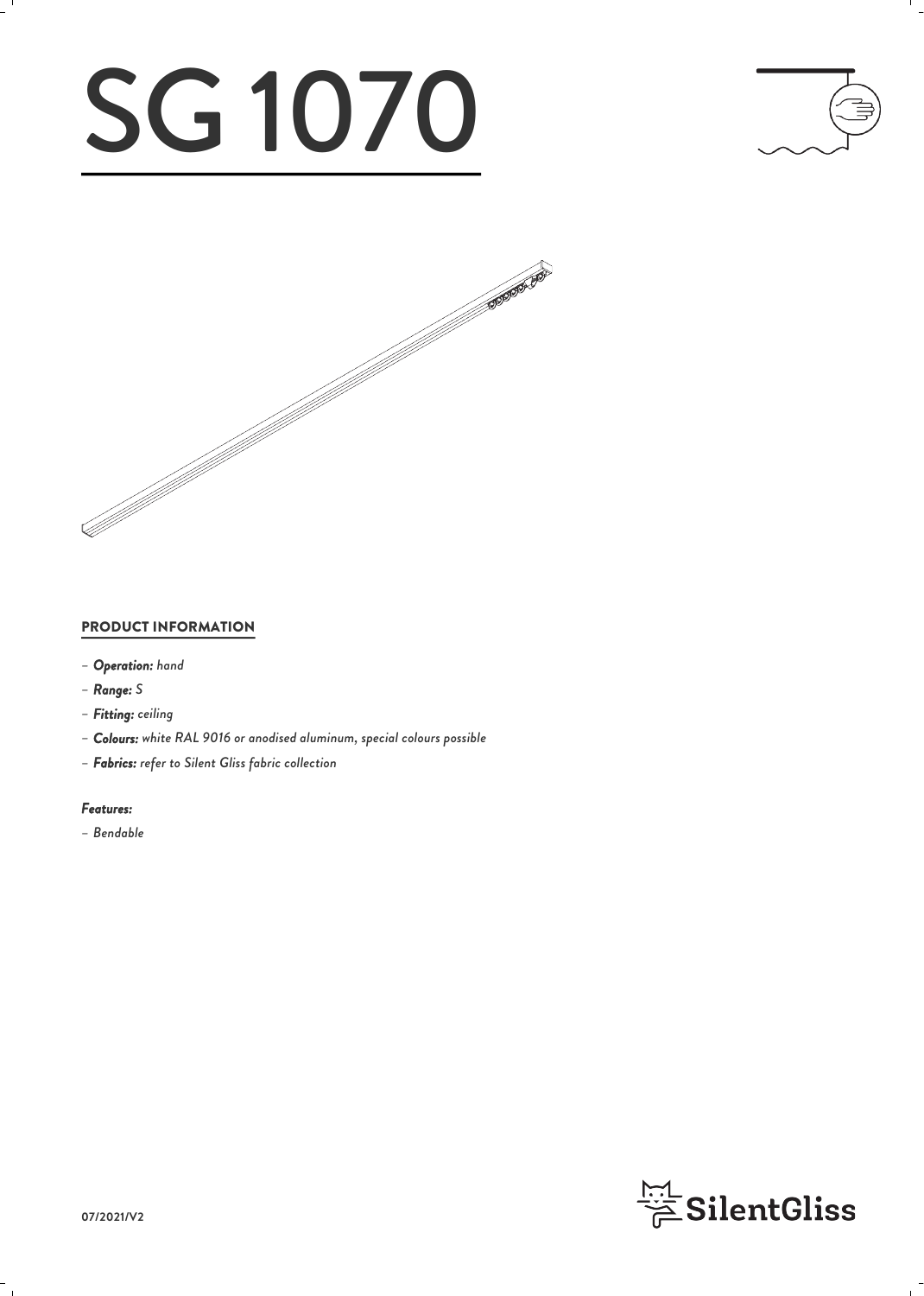# SG 1070

## PRODUCT INFORMATION

- ***Operation:*** *hand*
- ***Range:*** *S*
- ***Fitting:*** *ceiling*
- ***Colours:*** *white RAL 9016 or anodised aluminum, special colours possible*
- ***Fabrics:*** *refer to Silent Gliss fabric collection*

***Features:***

- *Bendable*

**07/2021/V2**

SilentGliss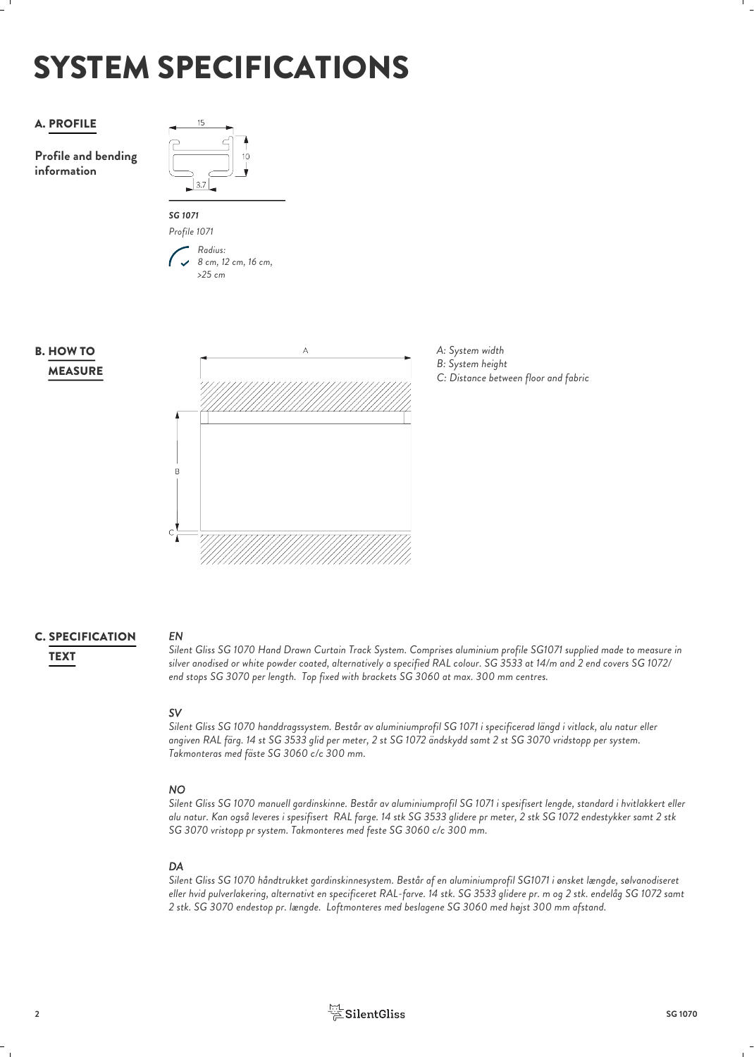# SYSTEM SPECIFICATIONS

## A. PROFILE

**Profile and bending information**

15

10

3.7

***SG 1071***

*Profile 1071*

*Radius:*
*8 cm, 12 cm, 16 cm, >25 cm*

## B. HOW TO MEASURE

A

B

C

*A: System width*
*B: System height*
*C: Distance between floor and fabric*

## C. SPECIFICATION TEXT

***EN***

*Silent Gliss SG 1070 Hand Drawn Curtain Track System. Comprises aluminium profile SG1071 supplied made to measure in silver anodised or white powder coated, alternatively a specified RAL colour. SG 3533 at 14/m and 2 end covers SG 1072/ end stops SG 3070 per length. Top fixed with brackets SG 3060 at max. 300 mm centres.*

***SV***

*Silent Gliss SG 1070 handdragssystem. Består av aluminiumprofil SG 1071 i specificerad längd i vitlack, alu natur eller angiven RAL färg. 14 st SG 3533 glid per meter, 2 st SG 1072 ändskydd samt 2 st SG 3070 vridstopp per system. Takmonteras med fäste SG 3060 c/c 300 mm.*

***NO***

*Silent Gliss SG 1070 manuell gardinskinne. Består av aluminiumprofil SG 1071 i spesifisert lengde, standard i hvitlakkert eller alu natur. Kan også leveres i spesifisert RAL farge. 14 stk SG 3533 glidere pr meter, 2 stk SG 1072 endestykker samt 2 stk SG 3070 vristopp pr system. Takmonteres med feste SG 3060 c/c 300 mm.*

***DA***

*Silent Gliss SG 1070 håndtrukket gardinskinnesystem. Består af en aluminiumprofil SG1071 i ønsket længde, sølvanodiseret eller hvid pulverlakering, alternativt en specificeret RAL-farve. 14 stk. SG 3533 glidere pr. m og 2 stk. endelåg SG 1072 samt 2 stk. SG 3070 endestop pr. længde. Loftmonteres med beslagene SG 3060 med højst 300 mm afstand.*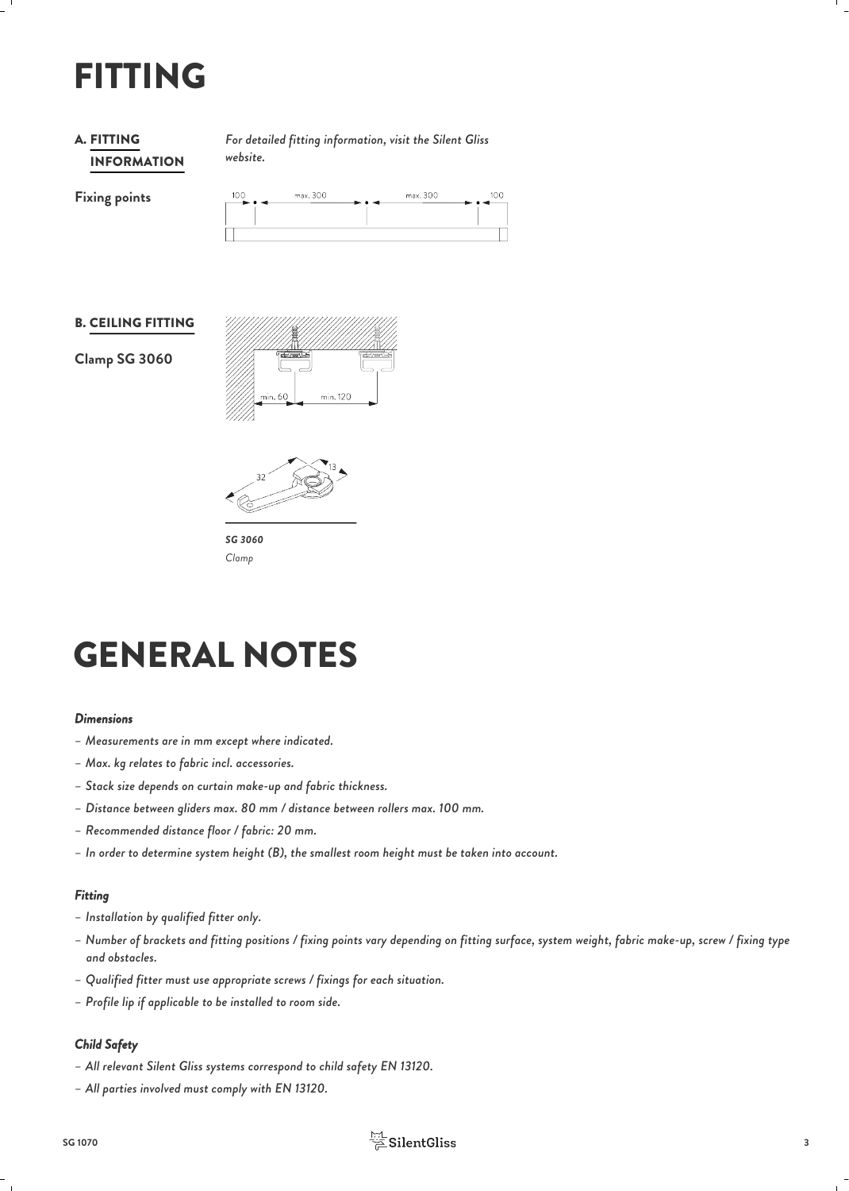# FITTING

## A. FITTING INFORMATION

*For detailed fitting information, visit the Silent Gliss website.*

**Fixing points**

100 max. 300 max. 300 100

## B. CEILING FITTING

**Clamp SG 3060**

min. 60 min. 120

32 13

***SG 3060***
*Clamp*

# GENERAL NOTES

### *Dimensions*

- *Measurements are in mm except where indicated.*
- *Max. kg relates to fabric incl. accessories.*
- *Stack size depends on curtain make-up and fabric thickness.*
- *Distance between gliders max. 80 mm / distance between rollers max. 100 mm.*
- *Recommended distance floor / fabric: 20 mm.*
- *In order to determine system height (B), the smallest room height must be taken into account.*

### *Fitting*

- *Installation by qualified fitter only.*
- *Number of brackets and fitting positions / fixing points vary depending on fitting surface, system weight, fabric make-up, screw / fixing type and obstacles.*
- *Qualified fitter must use appropriate screws / fixings for each situation.*
- *Profile lip if applicable to be installed to room side.*

### *Child Safety*

- *All relevant Silent Gliss systems correspond to child safety EN 13120.*
- *All parties involved must comply with EN 13120.*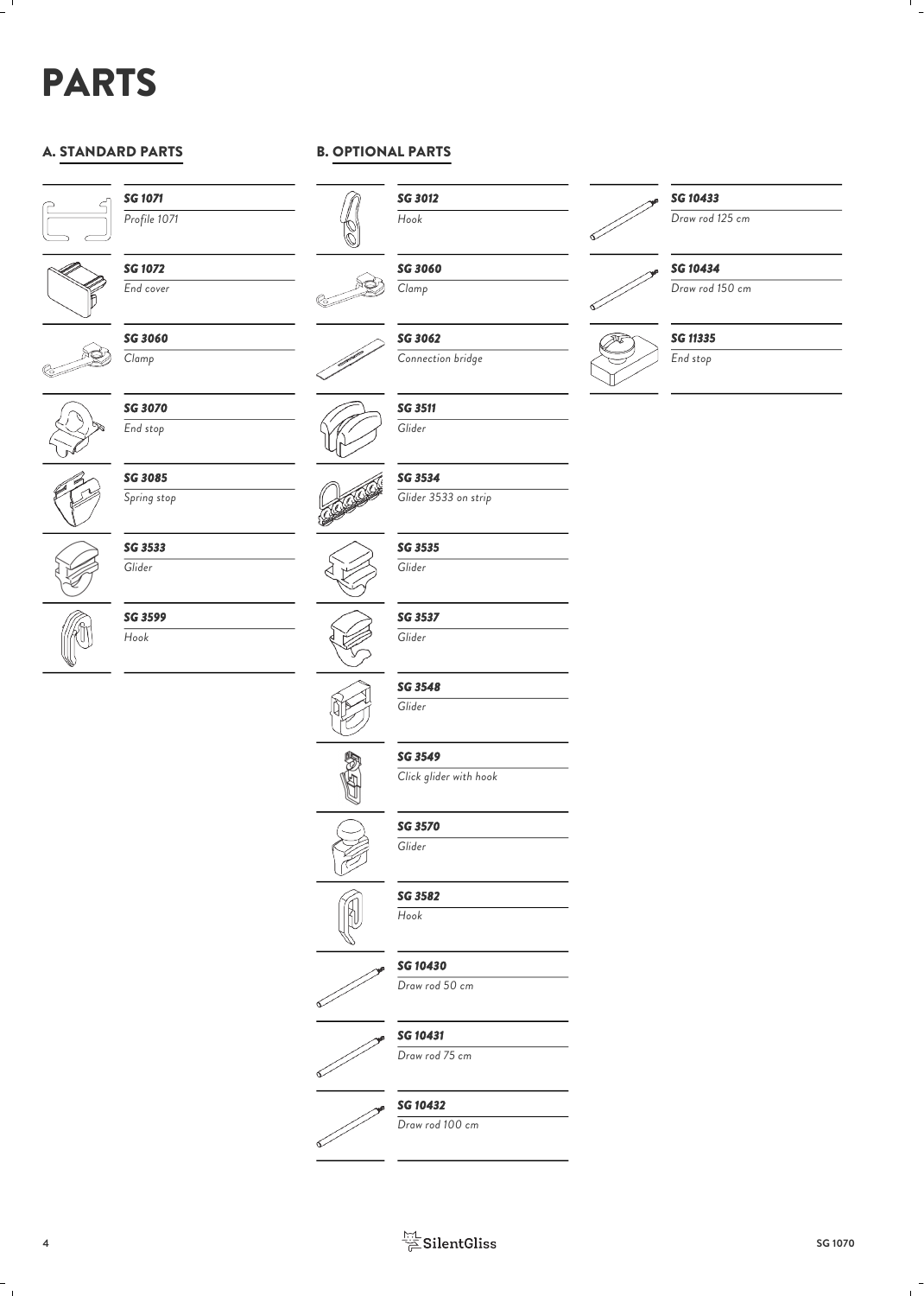# PARTS

## A. STANDARD PARTS

| | |
|---|---|
| ***SG 1071*** | *Profile 1071* |
| ***SG 1072*** | *End cover* |
| ***SG 3060*** | *Clamp* |
| ***SG 3070*** | *End stop* |
| ***SG 3085*** | *Spring stop* |
| ***SG 3533*** | *Glider* |
| ***SG 3599*** | *Hook* |

## B. OPTIONAL PARTS

| | |
|---|---|
| ***SG 3012*** | *Hook* |
| ***SG 3060*** | *Clamp* |
| ***SG 3062*** | *Connection bridge* |
| ***SG 3511*** | *Glider* |
| ***SG 3534*** | *Glider 3533 on strip* |
| ***SG 3535*** | *Glider* |
| ***SG 3537*** | *Glider* |
| ***SG 3548*** | *Glider* |
| ***SG 3549*** | *Click glider with hook* |
| ***SG 3570*** | *Glider* |
| ***SG 3582*** | *Hook* |
| ***SG 10430*** | *Draw rod 50 cm* |
| ***SG 10431*** | *Draw rod 75 cm* |
| ***SG 10432*** | *Draw rod 100 cm* |
| ***SG 10433*** | *Draw rod 125 cm* |
| ***SG 10434*** | *Draw rod 150 cm* |
| ***SG 11335*** | *End stop* |